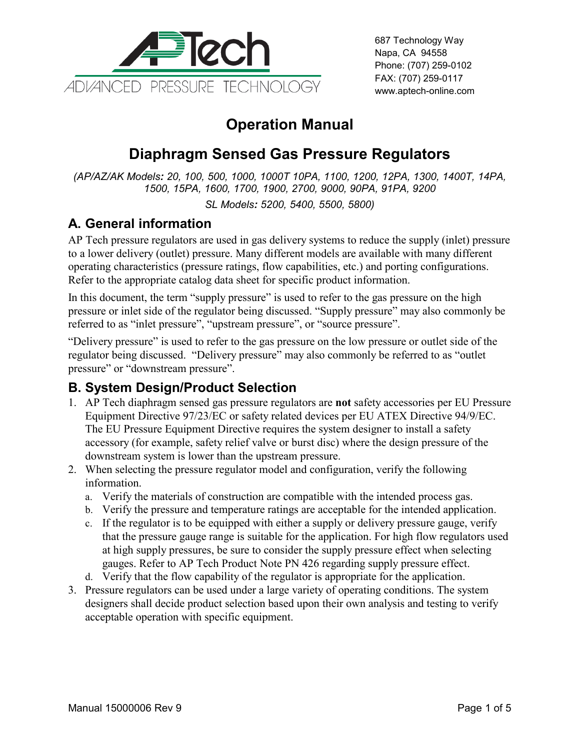AP Tech

ADVANCED PRESSURE TECHNOLOGY

687 Technology Way
Napa, CA 94558
Phone: (707) 259-0102
FAX: (707) 259-0117
www.aptech-online.com

# Operation Manual

# Diaphragm Sensed Gas Pressure Regulators

*(AP/AZ/AK Models: 20, 100, 500, 1000, 1000T 10PA, 1100, 1200, 12PA, 1300, 1400T, 14PA, 1500, 15PA, 1600, 1700, 1900, 2700, 9000, 90PA, 91PA, 9200*

*SL Models: 5200, 5400, 5500, 5800)*

## A. General information

AP Tech pressure regulators are used in gas delivery systems to reduce the supply (inlet) pressure to a lower delivery (outlet) pressure. Many different models are available with many different operating characteristics (pressure ratings, flow capabilities, etc.) and porting configurations. Refer to the appropriate catalog data sheet for specific product information.

In this document, the term "supply pressure" is used to refer to the gas pressure on the high pressure or inlet side of the regulator being discussed. "Supply pressure" may also commonly be referred to as "inlet pressure", "upstream pressure", or "source pressure".

"Delivery pressure" is used to refer to the gas pressure on the low pressure or outlet side of the regulator being discussed. "Delivery pressure" may also commonly be referred to as "outlet pressure" or "downstream pressure".

## B. System Design/Product Selection

1. AP Tech diaphragm sensed gas pressure regulators are **not** safety accessories per EU Pressure Equipment Directive 97/23/EC or safety related devices per EU ATEX Directive 94/9/EC. The EU Pressure Equipment Directive requires the system designer to install a safety accessory (for example, safety relief valve or burst disc) where the design pressure of the downstream system is lower than the upstream pressure.
2. When selecting the pressure regulator model and configuration, verify the following information.
   a. Verify the materials of construction are compatible with the intended process gas.
   b. Verify the pressure and temperature ratings are acceptable for the intended application.
   c. If the regulator is to be equipped with either a supply or delivery pressure gauge, verify that the pressure gauge range is suitable for the application. For high flow regulators used at high supply pressures, be sure to consider the supply pressure effect when selecting gauges. Refer to AP Tech Product Note PN 426 regarding supply pressure effect.
   d. Verify that the flow capability of the regulator is appropriate for the application.
3. Pressure regulators can be used under a large variety of operating conditions. The system designers shall decide product selection based upon their own analysis and testing to verify acceptable operation with specific equipment.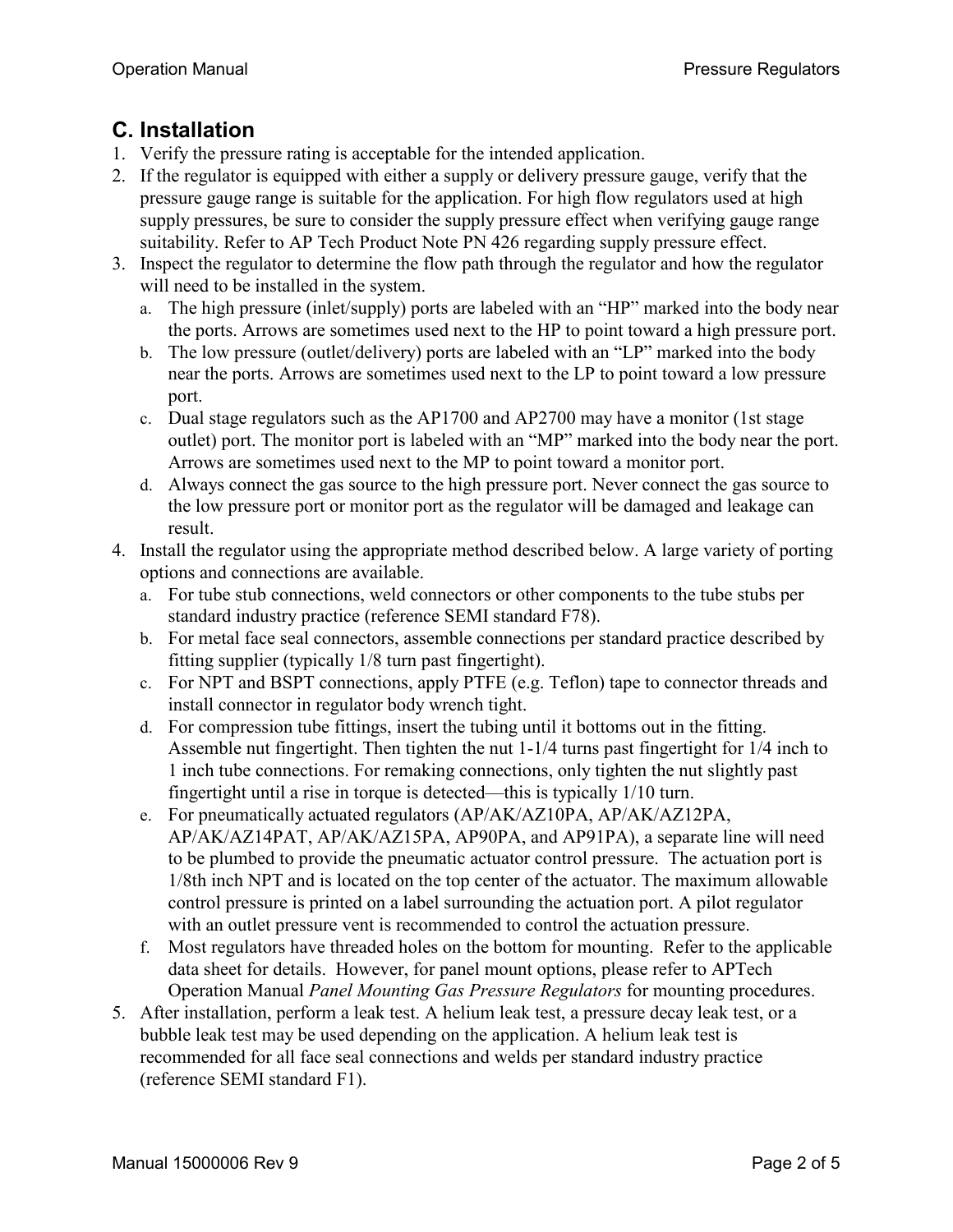## C. Installation

1. Verify the pressure rating is acceptable for the intended application.
2. If the regulator is equipped with either a supply or delivery pressure gauge, verify that the pressure gauge range is suitable for the application. For high flow regulators used at high supply pressures, be sure to consider the supply pressure effect when verifying gauge range suitability. Refer to AP Tech Product Note PN 426 regarding supply pressure effect.
3. Inspect the regulator to determine the flow path through the regulator and how the regulator will need to be installed in the system.
    a. The high pressure (inlet/supply) ports are labeled with an "HP" marked into the body near the ports. Arrows are sometimes used next to the HP to point toward a high pressure port.
    b. The low pressure (outlet/delivery) ports are labeled with an "LP" marked into the body near the ports. Arrows are sometimes used next to the LP to point toward a low pressure port.
    c. Dual stage regulators such as the AP1700 and AP2700 may have a monitor (1st stage outlet) port. The monitor port is labeled with an "MP" marked into the body near the port. Arrows are sometimes used next to the MP to point toward a monitor port.
    d. Always connect the gas source to the high pressure port. Never connect the gas source to the low pressure port or monitor port as the regulator will be damaged and leakage can result.
4. Install the regulator using the appropriate method described below. A large variety of porting options and connections are available.
    a. For tube stub connections, weld connectors or other components to the tube stubs per standard industry practice (reference SEMI standard F78).
    b. For metal face seal connectors, assemble connections per standard practice described by fitting supplier (typically 1/8 turn past fingertight).
    c. For NPT and BSPT connections, apply PTFE (e.g. Teflon) tape to connector threads and install connector in regulator body wrench tight.
    d. For compression tube fittings, insert the tubing until it bottoms out in the fitting. Assemble nut fingertight. Then tighten the nut 1-1/4 turns past fingertight for 1/4 inch to 1 inch tube connections. For remaking connections, only tighten the nut slightly past fingertight until a rise in torque is detected—this is typically 1/10 turn.
    e. For pneumatically actuated regulators (AP/AK/AZ10PA, AP/AK/AZ12PA, AP/AK/AZ14PAT, AP/AK/AZ15PA, AP90PA, and AP91PA), a separate line will need to be plumbed to provide the pneumatic actuator control pressure. The actuation port is 1/8th inch NPT and is located on the top center of the actuator. The maximum allowable control pressure is printed on a label surrounding the actuation port. A pilot regulator with an outlet pressure vent is recommended to control the actuation pressure.
    f. Most regulators have threaded holes on the bottom for mounting. Refer to the applicable data sheet for details. However, for panel mount options, please refer to APTech Operation Manual *Panel Mounting Gas Pressure Regulators* for mounting procedures.
5. After installation, perform a leak test. A helium leak test, a pressure decay leak test, or a bubble leak test may be used depending on the application. A helium leak test is recommended for all face seal connections and welds per standard industry practice (reference SEMI standard F1).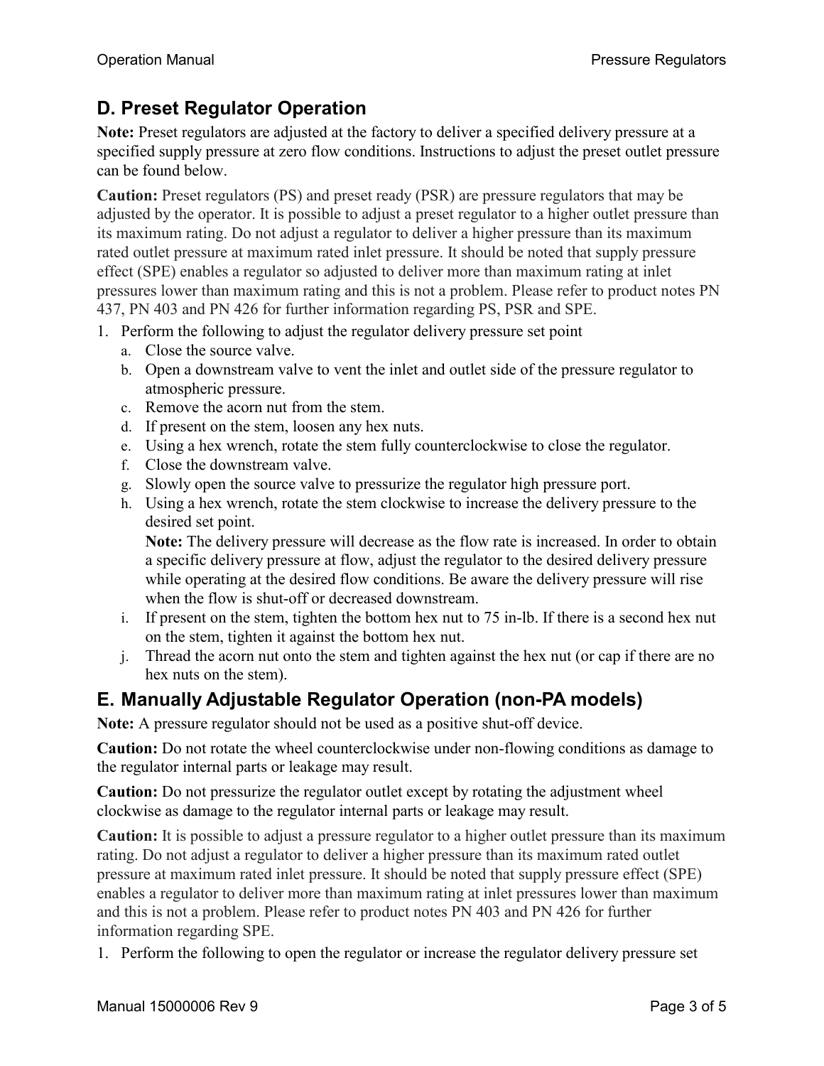## D. Preset Regulator Operation

**Note:** Preset regulators are adjusted at the factory to deliver a specified delivery pressure at a specified supply pressure at zero flow conditions. Instructions to adjust the preset outlet pressure can be found below.

**Caution:** Preset regulators (PS) and preset ready (PSR) are pressure regulators that may be adjusted by the operator. It is possible to adjust a preset regulator to a higher outlet pressure than its maximum rating. Do not adjust a regulator to deliver a higher pressure than its maximum rated outlet pressure at maximum rated inlet pressure. It should be noted that supply pressure effect (SPE) enables a regulator so adjusted to deliver more than maximum rating at inlet pressures lower than maximum rating and this is not a problem. Please refer to product notes PN 437, PN 403 and PN 426 for further information regarding PS, PSR and SPE.

1. Perform the following to adjust the regulator delivery pressure set point
   a. Close the source valve.
   b. Open a downstream valve to vent the inlet and outlet side of the pressure regulator to atmospheric pressure.
   c. Remove the acorn nut from the stem.
   d. If present on the stem, loosen any hex nuts.
   e. Using a hex wrench, rotate the stem fully counterclockwise to close the regulator.
   f. Close the downstream valve.
   g. Slowly open the source valve to pressurize the regulator high pressure port.
   h. Using a hex wrench, rotate the stem clockwise to increase the delivery pressure to the desired set point.
      **Note:** The delivery pressure will decrease as the flow rate is increased. In order to obtain a specific delivery pressure at flow, adjust the regulator to the desired delivery pressure while operating at the desired flow conditions. Be aware the delivery pressure will rise when the flow is shut-off or decreased downstream.
   i. If present on the stem, tighten the bottom hex nut to 75 in-lb. If there is a second hex nut on the stem, tighten it against the bottom hex nut.
   j. Thread the acorn nut onto the stem and tighten against the hex nut (or cap if there are no hex nuts on the stem).

## E. Manually Adjustable Regulator Operation (non-PA models)

**Note:** A pressure regulator should not be used as a positive shut-off device.

**Caution:** Do not rotate the wheel counterclockwise under non-flowing conditions as damage to the regulator internal parts or leakage may result.

**Caution:** Do not pressurize the regulator outlet except by rotating the adjustment wheel clockwise as damage to the regulator internal parts or leakage may result.

**Caution:** It is possible to adjust a pressure regulator to a higher outlet pressure than its maximum rating. Do not adjust a regulator to deliver a higher pressure than its maximum rated outlet pressure at maximum rated inlet pressure. It should be noted that supply pressure effect (SPE) enables a regulator to deliver more than maximum rating at inlet pressures lower than maximum and this is not a problem. Please refer to product notes PN 403 and PN 426 for further information regarding SPE.

1. Perform the following to open the regulator or increase the regulator delivery pressure set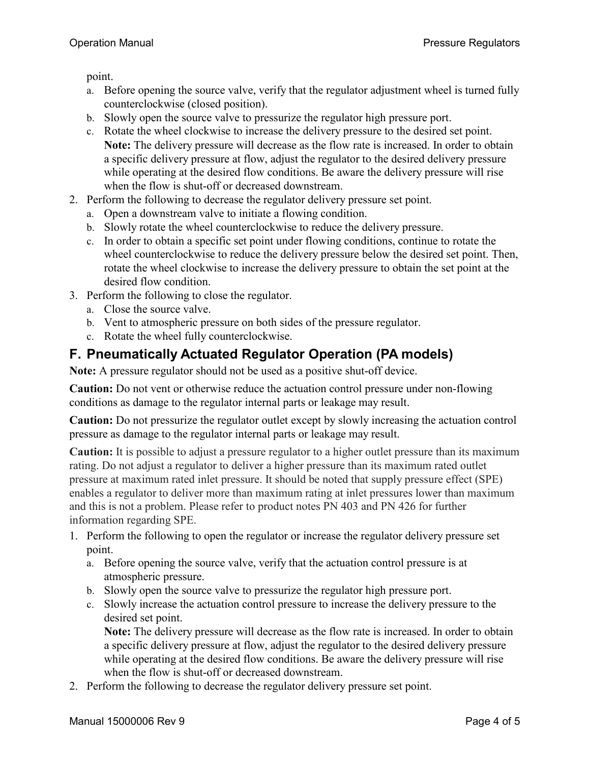point.

a. Before opening the source valve, verify that the regulator adjustment wheel is turned fully counterclockwise (closed position).
b. Slowly open the source valve to pressurize the regulator high pressure port.
c. Rotate the wheel clockwise to increase the delivery pressure to the desired set point.
   **Note:** The delivery pressure will decrease as the flow rate is increased. In order to obtain a specific delivery pressure at flow, adjust the regulator to the desired delivery pressure while operating at the desired flow conditions. Be aware the delivery pressure will rise when the flow is shut-off or decreased downstream.

2. Perform the following to decrease the regulator delivery pressure set point.
   a. Open a downstream valve to initiate a flowing condition.
   b. Slowly rotate the wheel counterclockwise to reduce the delivery pressure.
   c. In order to obtain a specific set point under flowing conditions, continue to rotate the wheel counterclockwise to reduce the delivery pressure below the desired set point. Then, rotate the wheel clockwise to increase the delivery pressure to obtain the set point at the desired flow condition.
3. Perform the following to close the regulator.
   a. Close the source valve.
   b. Vent to atmospheric pressure on both sides of the pressure regulator.
   c. Rotate the wheel fully counterclockwise.

## F. Pneumatically Actuated Regulator Operation (PA models)

**Note:** A pressure regulator should not be used as a positive shut-off device.

**Caution:** Do not vent or otherwise reduce the actuation control pressure under non-flowing conditions as damage to the regulator internal parts or leakage may result.

**Caution:** Do not pressurize the regulator outlet except by slowly increasing the actuation control pressure as damage to the regulator internal parts or leakage may result.

**Caution:** It is possible to adjust a pressure regulator to a higher outlet pressure than its maximum rating. Do not adjust a regulator to deliver a higher pressure than its maximum rated outlet pressure at maximum rated inlet pressure. It should be noted that supply pressure effect (SPE) enables a regulator to deliver more than maximum rating at inlet pressures lower than maximum and this is not a problem. Please refer to product notes PN 403 and PN 426 for further information regarding SPE.

1. Perform the following to open the regulator or increase the regulator delivery pressure set point.
   a. Before opening the source valve, verify that the actuation control pressure is at atmospheric pressure.
   b. Slowly open the source valve to pressurize the regulator high pressure port.
   c. Slowly increase the actuation control pressure to increase the delivery pressure to the desired set point.
      **Note:** The delivery pressure will decrease as the flow rate is increased. In order to obtain a specific delivery pressure at flow, adjust the regulator to the desired delivery pressure while operating at the desired flow conditions. Be aware the delivery pressure will rise when the flow is shut-off or decreased downstream.
2. Perform the following to decrease the regulator delivery pressure set point.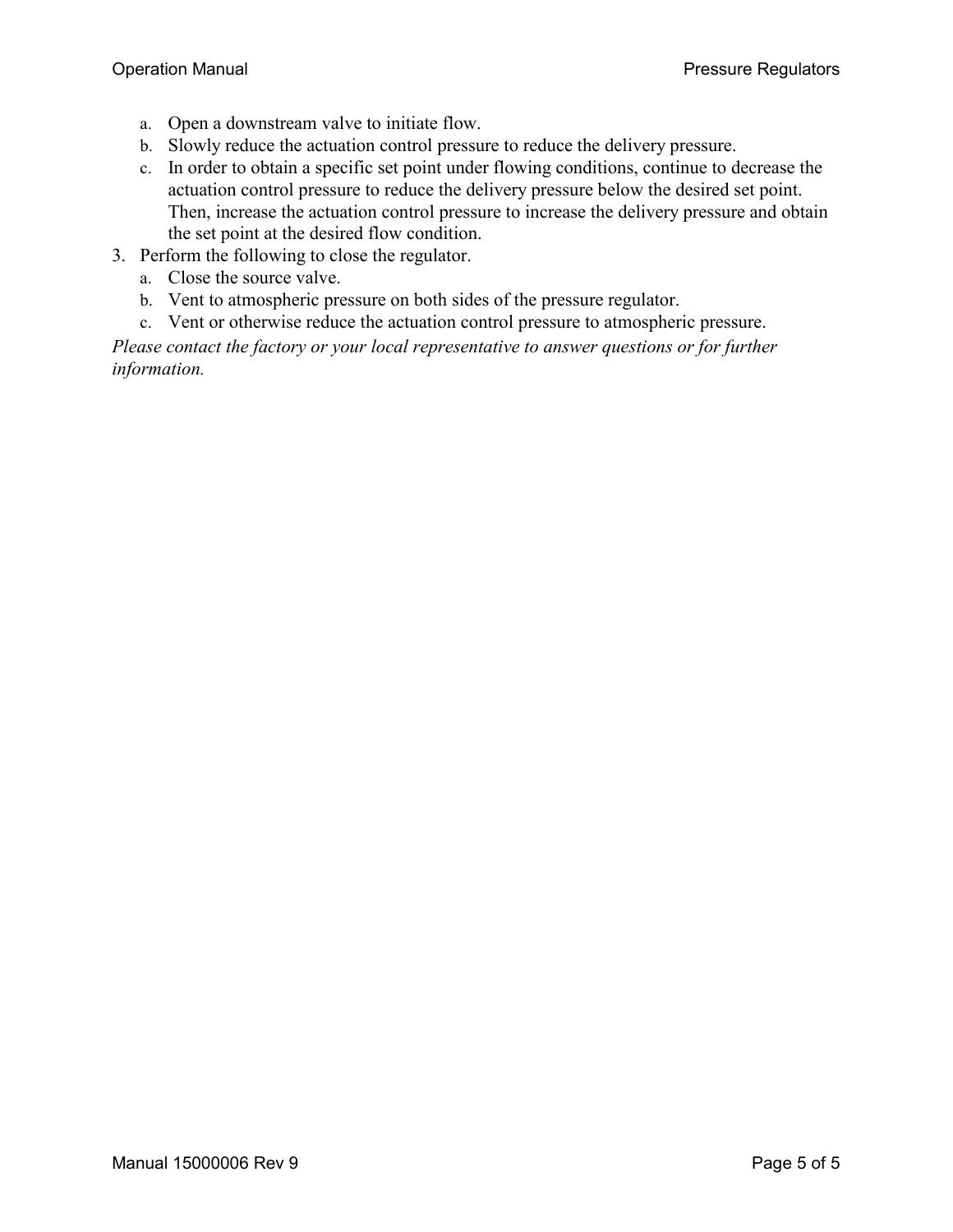a. Open a downstream valve to initiate flow.
   b. Slowly reduce the actuation control pressure to reduce the delivery pressure.
   c. In order to obtain a specific set point under flowing conditions, continue to decrease the actuation control pressure to reduce the delivery pressure below the desired set point. Then, increase the actuation control pressure to increase the delivery pressure and obtain the set point at the desired flow condition.

3. Perform the following to close the regulator.
   a. Close the source valve.
   b. Vent to atmospheric pressure on both sides of the pressure regulator.
   c. Vent or otherwise reduce the actuation control pressure to atmospheric pressure.

*Please contact the factory or your local representative to answer questions or for further information.*